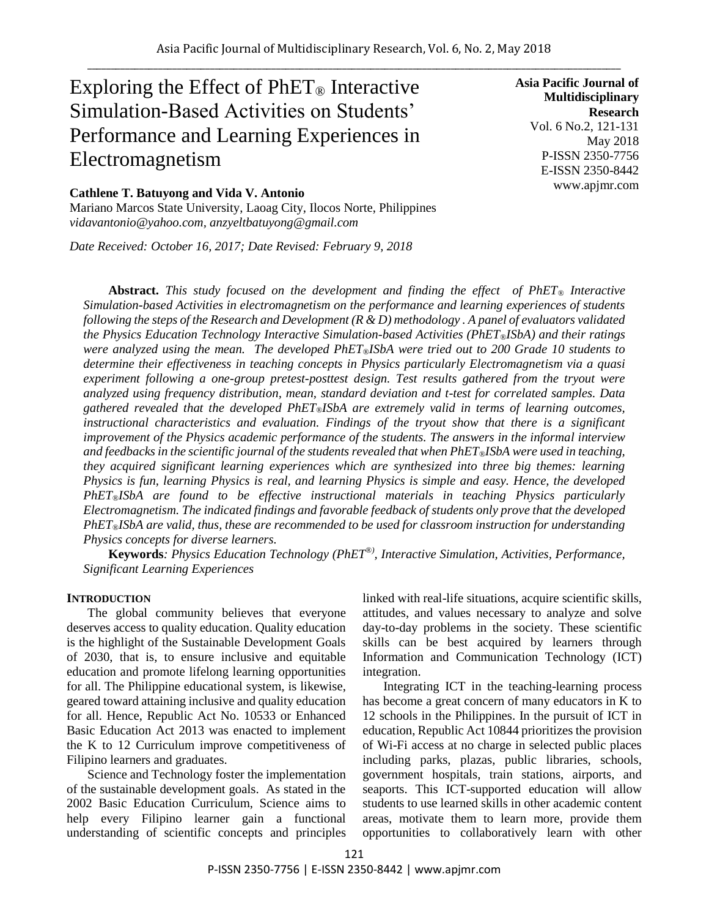# Exploring the Effect of PhET® Interactive Simulation-Based Activities on Students' Performance and Learning Experiences in Electromagnetism

**Asia Pacific Journal of Multidisciplinary Research**
Vol. 6 No.2, 121-131
May 2018
P-ISSN 2350-7756
E-ISSN 2350-8442
www.apjmr.com

**Cathlene T. Batuyong and Vida V. Antonio**
Mariano Marcos State University, Laoag City, Ilocos Norte, Philippines
*vidavantonio@yahoo.com, anzyeltbatuyong@gmail.com*

*Date Received: October 16, 2017; Date Revised: February 9, 2018*

**Abstract.** *This study focused on the development and finding the effect of PhET® Interactive Simulation-based Activities in electromagnetism on the performance and learning experiences of students following the steps of the Research and Development (R & D) methodology . A panel of evaluators validated the Physics Education Technology Interactive Simulation-based Activities (PhET®ISbA) and their ratings were analyzed using the mean. The developed PhET®ISbA were tried out to 200 Grade 10 students to determine their effectiveness in teaching concepts in Physics particularly Electromagnetism via a quasi experiment following a one-group pretest-posttest design. Test results gathered from the tryout were analyzed using frequency distribution, mean, standard deviation and t-test for correlated samples. Data gathered revealed that the developed PhET®ISbA are extremely valid in terms of learning outcomes, instructional characteristics and evaluation. Findings of the tryout show that there is a significant improvement of the Physics academic performance of the students. The answers in the informal interview and feedbacks in the scientific journal of the students revealed that when PhET®ISbA were used in teaching, they acquired significant learning experiences which are synthesized into three big themes: learning Physics is fun, learning Physics is real, and learning Physics is simple and easy. Hence, the developed PhET®ISbA are found to be effective instructional materials in teaching Physics particularly Electromagnetism. The indicated findings and favorable feedback of students only prove that the developed PhET®ISbA are valid, thus, these are recommended to be used for classroom instruction for understanding Physics concepts for diverse learners.*

**Keywords**: *Physics Education Technology (PhET®), Interactive Simulation, Activities, Performance, Significant Learning Experiences*

## INTRODUCTION

The global community believes that everyone deserves access to quality education. Quality education is the highlight of the Sustainable Development Goals of 2030, that is, to ensure inclusive and equitable education and promote lifelong learning opportunities for all. The Philippine educational system, is likewise, geared toward attaining inclusive and quality education for all. Hence, Republic Act No. 10533 or Enhanced Basic Education Act 2013 was enacted to implement the K to 12 Curriculum improve competitiveness of Filipino learners and graduates.

Science and Technology foster the implementation of the sustainable development goals. As stated in the 2002 Basic Education Curriculum, Science aims to help every Filipino learner gain a functional understanding of scientific concepts and principles linked with real-life situations, acquire scientific skills, attitudes, and values necessary to analyze and solve day-to-day problems in the society. These scientific skills can be best acquired by learners through Information and Communication Technology (ICT) integration.

Integrating ICT in the teaching-learning process has become a great concern of many educators in K to 12 schools in the Philippines. In the pursuit of ICT in education, Republic Act 10844 prioritizes the provision of Wi-Fi access at no charge in selected public places including parks, plazas, public libraries, schools, government hospitals, train stations, airports, and seaports. This ICT-supported education will allow students to use learned skills in other academic content areas, motivate them to learn more, provide them opportunities to collaboratively learn with other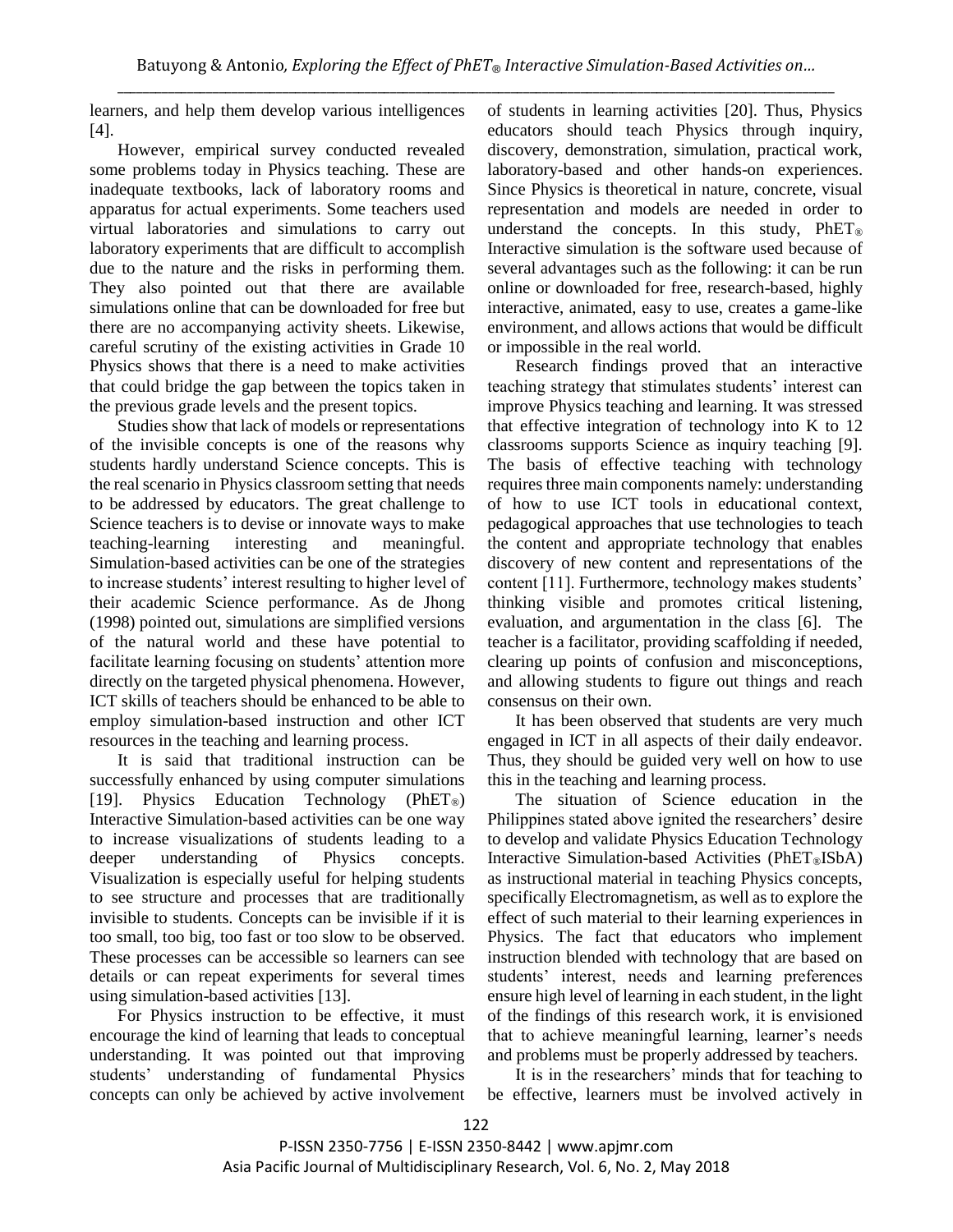learners, and help them develop various intelligences [4].

However, empirical survey conducted revealed some problems today in Physics teaching. These are inadequate textbooks, lack of laboratory rooms and apparatus for actual experiments. Some teachers used virtual laboratories and simulations to carry out laboratory experiments that are difficult to accomplish due to the nature and the risks in performing them. They also pointed out that there are available simulations online that can be downloaded for free but there are no accompanying activity sheets. Likewise, careful scrutiny of the existing activities in Grade 10 Physics shows that there is a need to make activities that could bridge the gap between the topics taken in the previous grade levels and the present topics.

Studies show that lack of models or representations of the invisible concepts is one of the reasons why students hardly understand Science concepts. This is the real scenario in Physics classroom setting that needs to be addressed by educators. The great challenge to Science teachers is to devise or innovate ways to make teaching-learning interesting and meaningful. Simulation-based activities can be one of the strategies to increase students' interest resulting to higher level of their academic Science performance. As de Jhong (1998) pointed out, simulations are simplified versions of the natural world and these have potential to facilitate learning focusing on students' attention more directly on the targeted physical phenomena. However, ICT skills of teachers should be enhanced to be able to employ simulation-based instruction and other ICT resources in the teaching and learning process.

It is said that traditional instruction can be successfully enhanced by using computer simulations [19]. Physics Education Technology (PhET®) Interactive Simulation-based activities can be one way to increase visualizations of students leading to a deeper understanding of Physics concepts. Visualization is especially useful for helping students to see structure and processes that are traditionally invisible to students. Concepts can be invisible if it is too small, too big, too fast or too slow to be observed. These processes can be accessible so learners can see details or can repeat experiments for several times using simulation-based activities [13].

For Physics instruction to be effective, it must encourage the kind of learning that leads to conceptual understanding. It was pointed out that improving students' understanding of fundamental Physics concepts can only be achieved by active involvement of students in learning activities [20]. Thus, Physics educators should teach Physics through inquiry, discovery, demonstration, simulation, practical work, laboratory-based and other hands-on experiences. Since Physics is theoretical in nature, concrete, visual representation and models are needed in order to understand the concepts. In this study, PhET® Interactive simulation is the software used because of several advantages such as the following: it can be run online or downloaded for free, research-based, highly interactive, animated, easy to use, creates a game-like environment, and allows actions that would be difficult or impossible in the real world.

Research findings proved that an interactive teaching strategy that stimulates students' interest can improve Physics teaching and learning. It was stressed that effective integration of technology into K to 12 classrooms supports Science as inquiry teaching [9]. The basis of effective teaching with technology requires three main components namely: understanding of how to use ICT tools in educational context, pedagogical approaches that use technologies to teach the content and appropriate technology that enables discovery of new content and representations of the content [11]. Furthermore, technology makes students' thinking visible and promotes critical listening, evaluation, and argumentation in the class [6]. The teacher is a facilitator, providing scaffolding if needed, clearing up points of confusion and misconceptions, and allowing students to figure out things and reach consensus on their own.

It has been observed that students are very much engaged in ICT in all aspects of their daily endeavor. Thus, they should be guided very well on how to use this in the teaching and learning process.

The situation of Science education in the Philippines stated above ignited the researchers' desire to develop and validate Physics Education Technology Interactive Simulation-based Activities (PhET®ISbA) as instructional material in teaching Physics concepts, specifically Electromagnetism, as well as to explore the effect of such material to their learning experiences in Physics. The fact that educators who implement instruction blended with technology that are based on students' interest, needs and learning preferences ensure high level of learning in each student, in the light of the findings of this research work, it is envisioned that to achieve meaningful learning, learner's needs and problems must be properly addressed by teachers.

It is in the researchers' minds that for teaching to be effective, learners must be involved actively in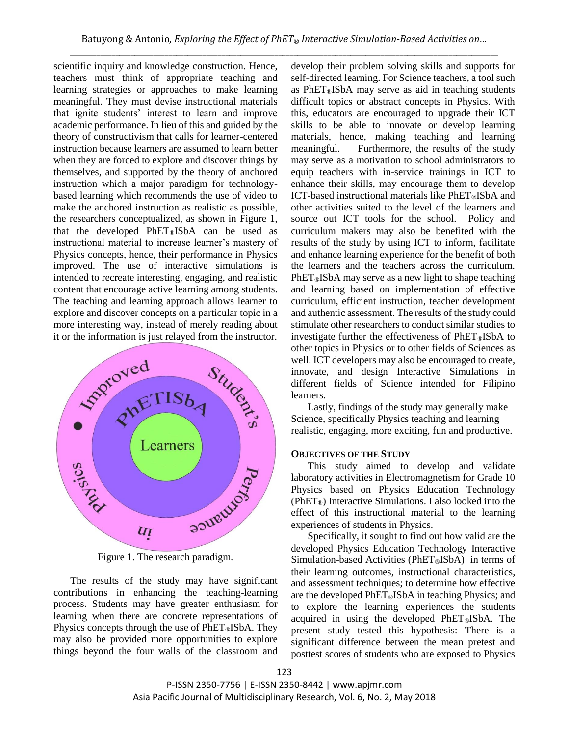scientific inquiry and knowledge construction. Hence, teachers must think of appropriate teaching and learning strategies or approaches to make learning meaningful. They must devise instructional materials that ignite students' interest to learn and improve academic performance. In lieu of this and guided by the theory of constructivism that calls for learner-centered instruction because learners are assumed to learn better when they are forced to explore and discover things by themselves, and supported by the theory of anchored instruction which a major paradigm for technology-based learning which recommends the use of video to make the anchored instruction as realistic as possible, the researchers conceptualized, as shown in Figure 1, that the developed PhET®ISbA can be used as instructional material to increase learner's mastery of Physics concepts, hence, their performance in Physics improved. The use of interactive simulations is intended to recreate interesting, engaging, and realistic content that encourage active learning among students. The teaching and learning approach allows learner to explore and discover concepts on a particular topic in a more interesting way, instead of merely reading about it or the information is just relayed from the instructor.

Figure 1. The research paradigm.

The results of the study may have significant contributions in enhancing the teaching-learning process. Students may have greater enthusiasm for learning when there are concrete representations of Physics concepts through the use of PhET®ISbA. They may also be provided more opportunities to explore things beyond the four walls of the classroom and develop their problem solving skills and supports for self-directed learning. For Science teachers, a tool such as PhET®ISbA may serve as aid in teaching students difficult topics or abstract concepts in Physics. With this, educators are encouraged to upgrade their ICT skills to be able to innovate or develop learning materials, hence, making teaching and learning meaningful. Furthermore, the results of the study may serve as a motivation to school administrators to equip teachers with in-service trainings in ICT to enhance their skills, may encourage them to develop ICT-based instructional materials like PhET®ISbA and other activities suited to the level of the learners and source out ICT tools for the school. Policy and curriculum makers may also be benefited with the results of the study by using ICT to inform, facilitate and enhance learning experience for the benefit of both the learners and the teachers across the curriculum. PhET®ISbA may serve as a new light to shape teaching and learning based on implementation of effective curriculum, efficient instruction, teacher development and authentic assessment. The results of the study could stimulate other researchers to conduct similar studies to investigate further the effectiveness of PhET®ISbA to other topics in Physics or to other fields of Sciences as well. ICT developers may also be encouraged to create, innovate, and design Interactive Simulations in different fields of Science intended for Filipino learners.

Lastly, findings of the study may generally make Science, specifically Physics teaching and learning realistic, engaging, more exciting, fun and productive.

### OBJECTIVES OF THE STUDY

This study aimed to develop and validate laboratory activities in Electromagnetism for Grade 10 Physics based on Physics Education Technology (PhET®) Interactive Simulations. I also looked into the effect of this instructional material to the learning experiences of students in Physics.

Specifically, it sought to find out how valid are the developed Physics Education Technology Interactive Simulation-based Activities (PhET®ISbA) in terms of their learning outcomes, instructional characteristics, and assessment techniques; to determine how effective are the developed PhET®ISbA in teaching Physics; and to explore the learning experiences the students acquired in using the developed PhET®ISbA. The present study tested this hypothesis: There is a significant difference between the mean pretest and posttest scores of students who are exposed to Physics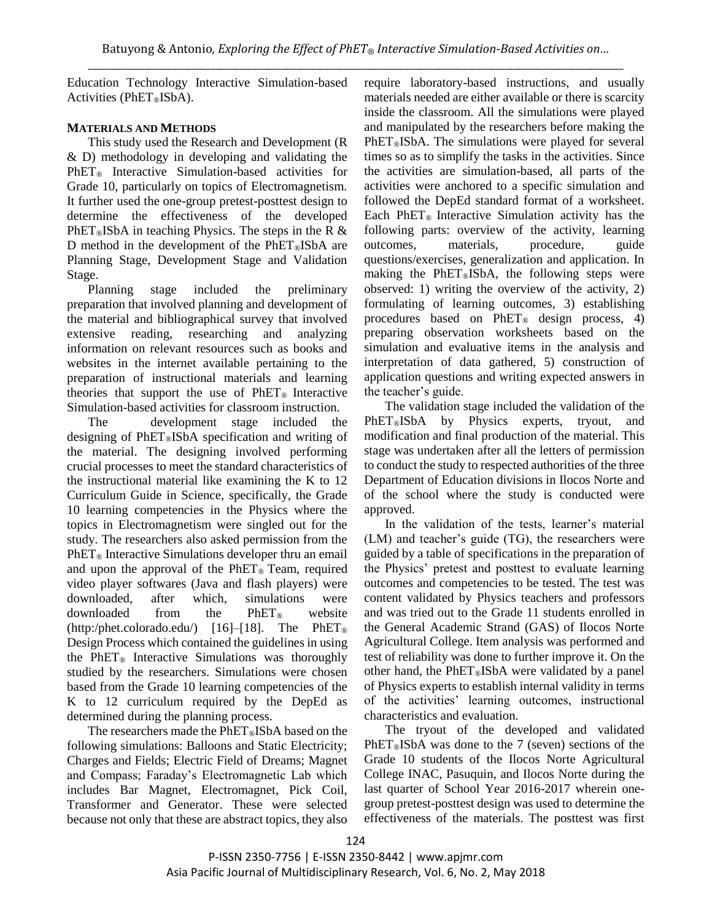Education Technology Interactive Simulation-based Activities (PhET®ISbA).

## MATERIALS AND METHODS

This study used the Research and Development (R & D) methodology in developing and validating the PhET® Interactive Simulation-based activities for Grade 10, particularly on topics of Electromagnetism. It further used the one-group pretest-posttest design to determine the effectiveness of the developed PhET®ISbA in teaching Physics. The steps in the R & D method in the development of the PhET®ISbA are Planning Stage, Development Stage and Validation Stage.

Planning stage included the preliminary preparation that involved planning and development of the material and bibliographical survey that involved extensive reading, researching and analyzing information on relevant resources such as books and websites in the internet available pertaining to the preparation of instructional materials and learning theories that support the use of PhET® Interactive Simulation-based activities for classroom instruction.

The development stage included the designing of PhET®ISbA specification and writing of the material. The designing involved performing crucial processes to meet the standard characteristics of the instructional material like examining the K to 12 Curriculum Guide in Science, specifically, the Grade 10 learning competencies in the Physics where the topics in Electromagnetism were singled out for the study. The researchers also asked permission from the PhET® Interactive Simulations developer thru an email and upon the approval of the PhET® Team, required video player softwares (Java and flash players) were downloaded, after which, simulations were downloaded from the PhET® website (http:/phet.colorado.edu/) [16]–[18]. The PhET® Design Process which contained the guidelines in using the PhET® Interactive Simulations was thoroughly studied by the researchers. Simulations were chosen based from the Grade 10 learning competencies of the K to 12 curriculum required by the DepEd as determined during the planning process.

The researchers made the PhET®ISbA based on the following simulations: Balloons and Static Electricity; Charges and Fields; Electric Field of Dreams; Magnet and Compass; Faraday's Electromagnetic Lab which includes Bar Magnet, Electromagnet, Pick Coil, Transformer and Generator. These were selected because not only that these are abstract topics, they also require laboratory-based instructions, and usually materials needed are either available or there is scarcity inside the classroom. All the simulations were played and manipulated by the researchers before making the PhET®ISbA. The simulations were played for several times so as to simplify the tasks in the activities. Since the activities are simulation-based, all parts of the activities were anchored to a specific simulation and followed the DepEd standard format of a worksheet. Each PhET® Interactive Simulation activity has the following parts: overview of the activity, learning outcomes, materials, procedure, guide questions/exercises, generalization and application. In making the PhET®ISbA, the following steps were observed: 1) writing the overview of the activity, 2) formulating of learning outcomes, 3) establishing procedures based on PhET® design process, 4) preparing observation worksheets based on the simulation and evaluative items in the analysis and interpretation of data gathered, 5) construction of application questions and writing expected answers in the teacher's guide.

The validation stage included the validation of the PhET®ISbA by Physics experts, tryout, and modification and final production of the material. This stage was undertaken after all the letters of permission to conduct the study to respected authorities of the three Department of Education divisions in Ilocos Norte and of the school where the study is conducted were approved.

In the validation of the tests, learner's material (LM) and teacher's guide (TG), the researchers were guided by a table of specifications in the preparation of the Physics' pretest and posttest to evaluate learning outcomes and competencies to be tested. The test was content validated by Physics teachers and professors and was tried out to the Grade 11 students enrolled in the General Academic Strand (GAS) of Ilocos Norte Agricultural College. Item analysis was performed and test of reliability was done to further improve it. On the other hand, the PhET®ISbA were validated by a panel of Physics experts to establish internal validity in terms of the activities' learning outcomes, instructional characteristics and evaluation.

The tryout of the developed and validated PhET®ISbA was done to the 7 (seven) sections of the Grade 10 students of the Ilocos Norte Agricultural College INAC, Pasuquin, and Ilocos Norte during the last quarter of School Year 2016-2017 wherein one-group pretest-posttest design was used to determine the effectiveness of the materials. The posttest was first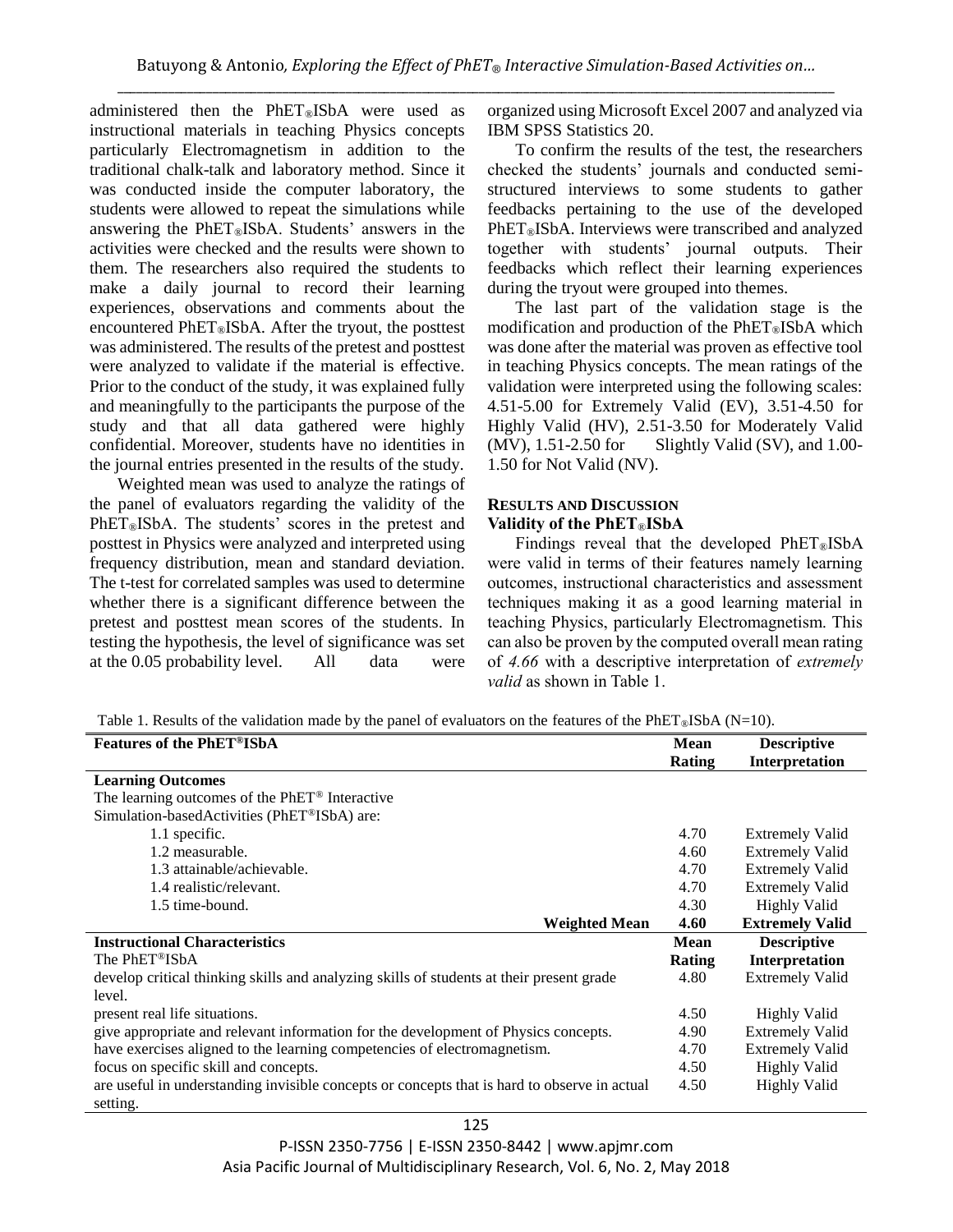administered then the PhET®ISbA were used as instructional materials in teaching Physics concepts particularly Electromagnetism in addition to the traditional chalk-talk and laboratory method. Since it was conducted inside the computer laboratory, the students were allowed to repeat the simulations while answering the PhET®ISbA. Students' answers in the activities were checked and the results were shown to them. The researchers also required the students to make a daily journal to record their learning experiences, observations and comments about the encountered PhET®ISbA. After the tryout, the posttest was administered. The results of the pretest and posttest were analyzed to validate if the material is effective. Prior to the conduct of the study, it was explained fully and meaningfully to the participants the purpose of the study and that all data gathered were highly confidential. Moreover, students have no identities in the journal entries presented in the results of the study.

Weighted mean was used to analyze the ratings of the panel of evaluators regarding the validity of the PhET®ISbA. The students' scores in the pretest and posttest in Physics were analyzed and interpreted using frequency distribution, mean and standard deviation. The t-test for correlated samples was used to determine whether there is a significant difference between the pretest and posttest mean scores of the students. In testing the hypothesis, the level of significance was set at the 0.05 probability level. All data were organized using Microsoft Excel 2007 and analyzed via IBM SPSS Statistics 20.

To confirm the results of the test, the researchers checked the students' journals and conducted semi-structured interviews to some students to gather feedbacks pertaining to the use of the developed PhET®ISbA. Interviews were transcribed and analyzed together with students' journal outputs. Their feedbacks which reflect their learning experiences during the tryout were grouped into themes.

The last part of the validation stage is the modification and production of the PhET®ISbA which was done after the material was proven as effective tool in teaching Physics concepts. The mean ratings of the validation were interpreted using the following scales: 4.51-5.00 for Extremely Valid (EV), 3.51-4.50 for Highly Valid (HV), 2.51-3.50 for Moderately Valid (MV), 1.51-2.50 for Slightly Valid (SV), and 1.00-1.50 for Not Valid (NV).

## RESULTS AND DISCUSSION

### Validity of the PhET®ISbA

Findings reveal that the developed PhET®ISbA were valid in terms of their features namely learning outcomes, instructional characteristics and assessment techniques making it as a good learning material in teaching Physics, particularly Electromagnetism. This can also be proven by the computed overall mean rating of *4.66* with a descriptive interpretation of *extremely valid* as shown in Table 1.

Table 1. Results of the validation made by the panel of evaluators on the features of the PhET®ISbA (N=10).

| Features of the PhET®ISbA | Mean Rating | Descriptive Interpretation |
|---|---|---|
| **Learning Outcomes** | | |
| The learning outcomes of the PhET® Interactive Simulation-basedActivities (PhET®ISbA) are: | | |
| 1.1 specific. | 4.70 | Extremely Valid |
| 1.2 measurable. | 4.60 | Extremely Valid |
| 1.3 attainable/achievable. | 4.70 | Extremely Valid |
| 1.4 realistic/relevant. | 4.70 | Extremely Valid |
| 1.5 time-bound. | 4.30 | Highly Valid |
| **Weighted Mean** | **4.60** | **Extremely Valid** |
| **Instructional Characteristics** | **Mean Rating** | **Descriptive Interpretation** |
| The PhET®ISbA | | |
| develop critical thinking skills and analyzing skills of students at their present grade level. | 4.80 | Extremely Valid |
| present real life situations. | 4.50 | Highly Valid |
| give appropriate and relevant information for the development of Physics concepts. | 4.90 | Extremely Valid |
| have exercises aligned to the learning competencies of electromagnetism. | 4.70 | Extremely Valid |
| focus on specific skill and concepts. | 4.50 | Highly Valid |
| are useful in understanding invisible concepts or concepts that is hard to observe in actual setting. | 4.50 | Highly Valid |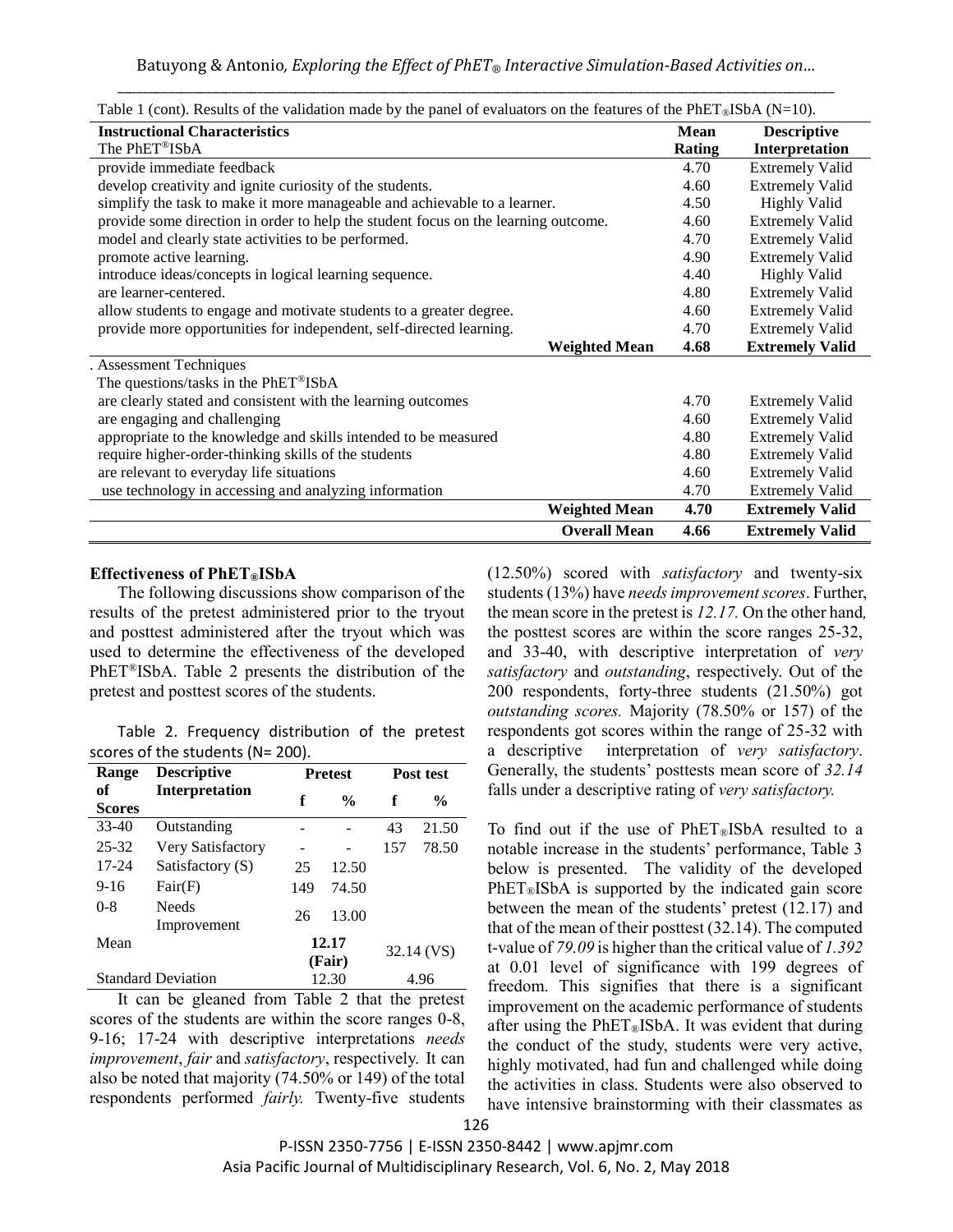Table 1 (cont). Results of the validation made by the panel of evaluators on the features of the PhET®ISbA (N=10).

| Instructional Characteristics<br>The PhET®ISbA | Mean Rating | Descriptive Interpretation |
|---|---|---|
| provide immediate feedback | 4.70 | Extremely Valid |
| develop creativity and ignite curiosity of the students. | 4.60 | Extremely Valid |
| simplify the task to make it more manageable and achievable to a learner. | 4.50 | Highly Valid |
| provide some direction in order to help the student focus on the learning outcome. | 4.60 | Extremely Valid |
| model and clearly state activities to be performed. | 4.70 | Extremely Valid |
| promote active learning. | 4.90 | Extremely Valid |
| introduce ideas/concepts in logical learning sequence. | 4.40 | Highly Valid |
| are learner-centered. | 4.80 | Extremely Valid |
| allow students to engage and motivate students to a greater degree. | 4.60 | Extremely Valid |
| provide more opportunities for independent, self-directed learning. | 4.70 | Extremely Valid |
| **Weighted Mean** | **4.68** | **Extremely Valid** |
| . Assessment Techniques<br>The questions/tasks in the PhET®ISbA | | |
| are clearly stated and consistent with the learning outcomes | 4.70 | Extremely Valid |
| are engaging and challenging | 4.60 | Extremely Valid |
| appropriate to the knowledge and skills intended to be measured | 4.80 | Extremely Valid |
| require higher-order-thinking skills of the students | 4.80 | Extremely Valid |
| are relevant to everyday life situations | 4.60 | Extremely Valid |
| use technology in accessing and analyzing information | 4.70 | Extremely Valid |
| **Weighted Mean** | **4.70** | **Extremely Valid** |
| **Overall Mean** | **4.66** | **Extremely Valid** |

### Effectiveness of PhET®ISbA

The following discussions show comparison of the results of the pretest administered prior to the tryout and posttest administered after the tryout which was used to determine the effectiveness of the developed PhET®ISbA. Table 2 presents the distribution of the pretest and posttest scores of the students.

Table 2. Frequency distribution of the pretest scores of the students (N= 200).

| Range of Scores | Descriptive Interpretation | Pretest | | Post test | |
|---|---|---|---|---|---|
| | | f | % | f | % |
| 33-40 | Outstanding | - | - | 43 | 21.50 |
| 25-32 | Very Satisfactory | - | - | 157 | 78.50 |
| 17-24 | Satisfactory (S) | 25 | 12.50 | | |
| 9-16 | Fair(F) | 149 | 74.50 | | |
| 0-8 | Needs Improvement | 26 | 13.00 | | |
| Mean | | 12.17 (Fair) | | 32.14 (VS) | |
| Standard Deviation | | 12.30 | | 4.96 | |

It can be gleaned from Table 2 that the pretest scores of the students are within the score ranges 0-8, 9-16; 17-24 with descriptive interpretations *needs improvement*, *fair* and *satisfactory*, respectively. It can also be noted that majority (74.50% or 149) of the total respondents performed *fairly.* Twenty-five students (12.50%) scored with *satisfactory* and twenty-six students (13%) have *needs improvement scores*. Further, the mean score in the pretest is *12.17.* On the other hand*,* the posttest scores are within the score ranges 25-32, and 33-40, with descriptive interpretation of *very satisfactory* and *outstanding*, respectively. Out of the 200 respondents, forty-three students (21.50%) got *outstanding scores.* Majority (78.50% or 157) of the respondents got scores within the range of 25-32 with a descriptive interpretation of *very satisfactory*. Generally, the students' posttests mean score of *32.14* falls under a descriptive rating of *very satisfactory.*

To find out if the use of PhET®ISbA resulted to a notable increase in the students' performance, Table 3 below is presented. The validity of the developed PhET®ISbA is supported by the indicated gain score between the mean of the students' pretest (12.17) and that of the mean of their posttest (32.14). The computed t-value of *79.09* is higher than the critical value of *1.392* at 0.01 level of significance with 199 degrees of freedom. This signifies that there is a significant improvement on the academic performance of students after using the PhET®ISbA. It was evident that during the conduct of the study, students were very active, highly motivated, had fun and challenged while doing the activities in class. Students were also observed to have intensive brainstorming with their classmates as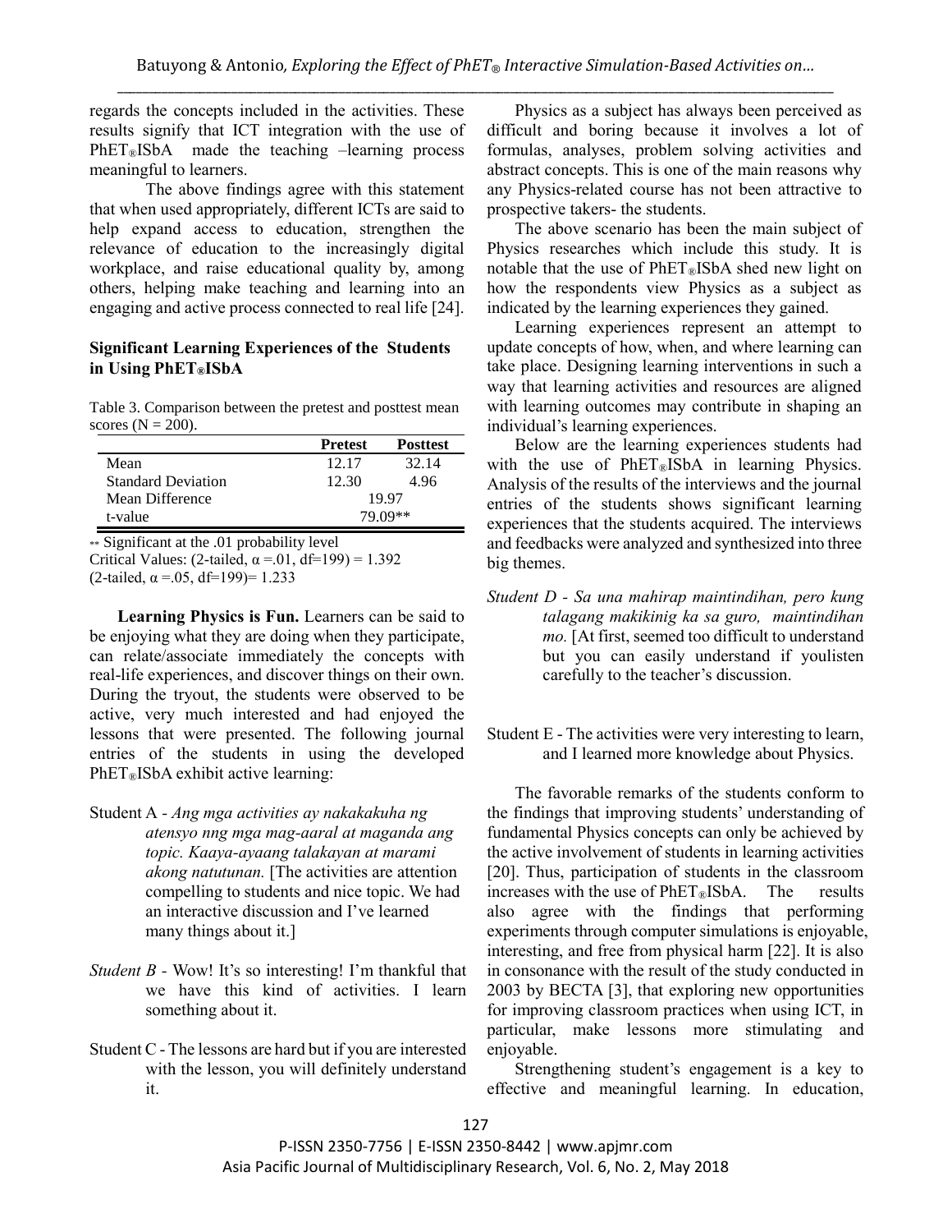regards the concepts included in the activities. These results signify that ICT integration with the use of PhET®ISbA made the teaching –learning process meaningful to learners.

The above findings agree with this statement that when used appropriately, different ICTs are said to help expand access to education, strengthen the relevance of education to the increasingly digital workplace, and raise educational quality by, among others, helping make teaching and learning into an engaging and active process connected to real life [24].

### Significant Learning Experiences of the Students in Using PhET®ISbA

Table 3. Comparison between the pretest and posttest mean scores (N = 200).

| | Pretest | Posttest |
|---|---|---|
| Mean | 12.17 | 32.14 |
| Standard Deviation | 12.30 | 4.96 |
| Mean Difference | 19.97 | |
| t-value | 79.09** | |

** Significant at the .01 probability level
Critical Values: (2-tailed, $\alpha$ =.01, df=199) = 1.392
(2-tailed, $\alpha$ =.05, df=199)= 1.233

**Learning Physics is Fun.** Learners can be said to be enjoying what they are doing when they participate, can relate/associate immediately the concepts with real-life experiences, and discover things on their own. During the tryout, the students were observed to be active, very much interested and had enjoyed the lessons that were presented. The following journal entries of the students in using the developed PhET®ISbA exhibit active learning:

Student A - *Ang mga activities ay nakakakuha ng atensyo nng mga mag-aaral at maganda ang topic. Kaaya-ayaang talakayan at marami akong natutunan.* [The activities are attention compelling to students and nice topic. We had an interactive discussion and I've learned many things about it.]

*Student B* - Wow! It's so interesting! I'm thankful that we have this kind of activities. I learn something about it.

Student C - The lessons are hard but if you are interested with the lesson, you will definitely understand it.

Physics as a subject has always been perceived as difficult and boring because it involves a lot of formulas, analyses, problem solving activities and abstract concepts. This is one of the main reasons why any Physics-related course has not been attractive to prospective takers- the students.

The above scenario has been the main subject of Physics researches which include this study. It is notable that the use of PhET®ISbA shed new light on how the respondents view Physics as a subject as indicated by the learning experiences they gained.

Learning experiences represent an attempt to update concepts of how, when, and where learning can take place. Designing learning interventions in such a way that learning activities and resources are aligned with learning outcomes may contribute in shaping an individual's learning experiences.

Below are the learning experiences students had with the use of PhET®ISbA in learning Physics. Analysis of the results of the interviews and the journal entries of the students shows significant learning experiences that the students acquired. The interviews and feedbacks were analyzed and synthesized into three big themes.

*Student D - Sa una mahirap maintindihan, pero kung talagang makikinig ka sa guro, maintindihan mo.* [At first, seemed too difficult to understand but you can easily understand if youlisten carefully to the teacher's discussion.

Student E - The activities were very interesting to learn, and I learned more knowledge about Physics.

The favorable remarks of the students conform to the findings that improving students' understanding of fundamental Physics concepts can only be achieved by the active involvement of students in learning activities [20]. Thus, participation of students in the classroom increases with the use of PhET®ISbA. The results also agree with the findings that performing experiments through computer simulations is enjoyable, interesting, and free from physical harm [22]. It is also in consonance with the result of the study conducted in 2003 by BECTA [3], that exploring new opportunities for improving classroom practices when using ICT, in particular, make lessons more stimulating and enjoyable.

Strengthening student's engagement is a key to effective and meaningful learning. In education,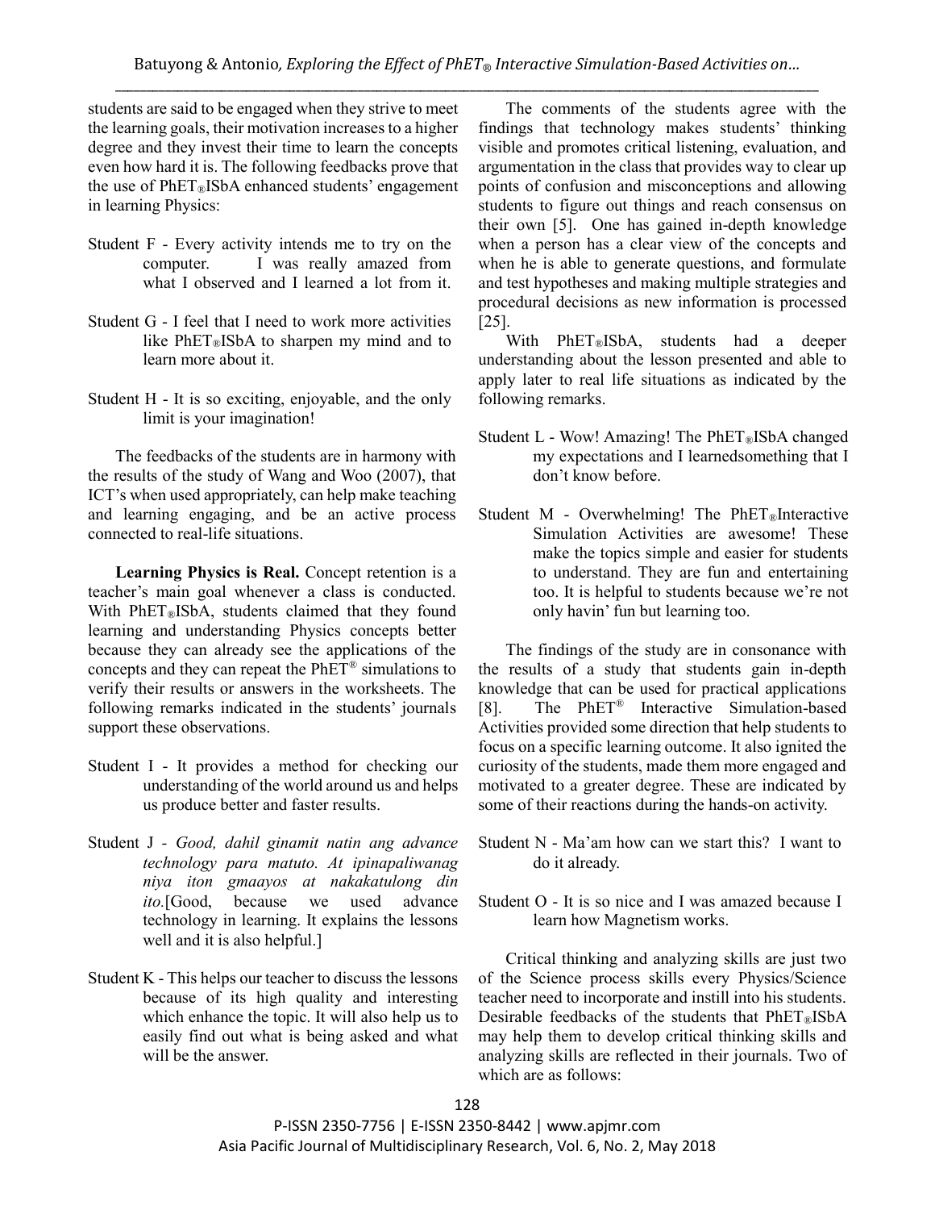students are said to be engaged when they strive to meet the learning goals, their motivation increases to a higher degree and they invest their time to learn the concepts even how hard it is. The following feedbacks prove that the use of PhET®ISbA enhanced students' engagement in learning Physics:

Student F - Every activity intends me to try on the computer. I was really amazed from what I observed and I learned a lot from it.

Student G - I feel that I need to work more activities like PhET®ISbA to sharpen my mind and to learn more about it.

Student H - It is so exciting, enjoyable, and the only limit is your imagination!

The feedbacks of the students are in harmony with the results of the study of Wang and Woo (2007), that ICT's when used appropriately, can help make teaching and learning engaging, and be an active process connected to real-life situations.

**Learning Physics is Real.** Concept retention is a teacher's main goal whenever a class is conducted. With PhET®ISbA, students claimed that they found learning and understanding Physics concepts better because they can already see the applications of the concepts and they can repeat the PhET® simulations to verify their results or answers in the worksheets. The following remarks indicated in the students' journals support these observations.

Student I - It provides a method for checking our understanding of the world around us and helps us produce better and faster results.

Student J - *Good, dahil ginamit natin ang advance technology para matuto. At ipinapaliwanag niya iton gmaayos at nakakatulong din ito.*[Good, because we used advance technology in learning. It explains the lessons well and it is also helpful.]

Student K - This helps our teacher to discuss the lessons because of its high quality and interesting which enhance the topic. It will also help us to easily find out what is being asked and what will be the answer.

The comments of the students agree with the findings that technology makes students' thinking visible and promotes critical listening, evaluation, and argumentation in the class that provides way to clear up points of confusion and misconceptions and allowing students to figure out things and reach consensus on their own [5]. One has gained in-depth knowledge when a person has a clear view of the concepts and when he is able to generate questions, and formulate and test hypotheses and making multiple strategies and procedural decisions as new information is processed [25].

With PhET®ISbA, students had a deeper understanding about the lesson presented and able to apply later to real life situations as indicated by the following remarks.

Student L - Wow! Amazing! The PhET®ISbA changed my expectations and I learnedsomething that I don't know before.

Student M - Overwhelming! The PhET®Interactive Simulation Activities are awesome! These make the topics simple and easier for students to understand. They are fun and entertaining too. It is helpful to students because we're not only havin' fun but learning too.

The findings of the study are in consonance with the results of a study that students gain in-depth knowledge that can be used for practical applications [8]. The PhET® Interactive Simulation-based Activities provided some direction that help students to focus on a specific learning outcome. It also ignited the curiosity of the students, made them more engaged and motivated to a greater degree. These are indicated by some of their reactions during the hands-on activity.

Student N - Ma'am how can we start this? I want to do it already.

Student O - It is so nice and I was amazed because I learn how Magnetism works.

Critical thinking and analyzing skills are just two of the Science process skills every Physics/Science teacher need to incorporate and instill into his students. Desirable feedbacks of the students that PhET®ISbA may help them to develop critical thinking skills and analyzing skills are reflected in their journals. Two of which are as follows: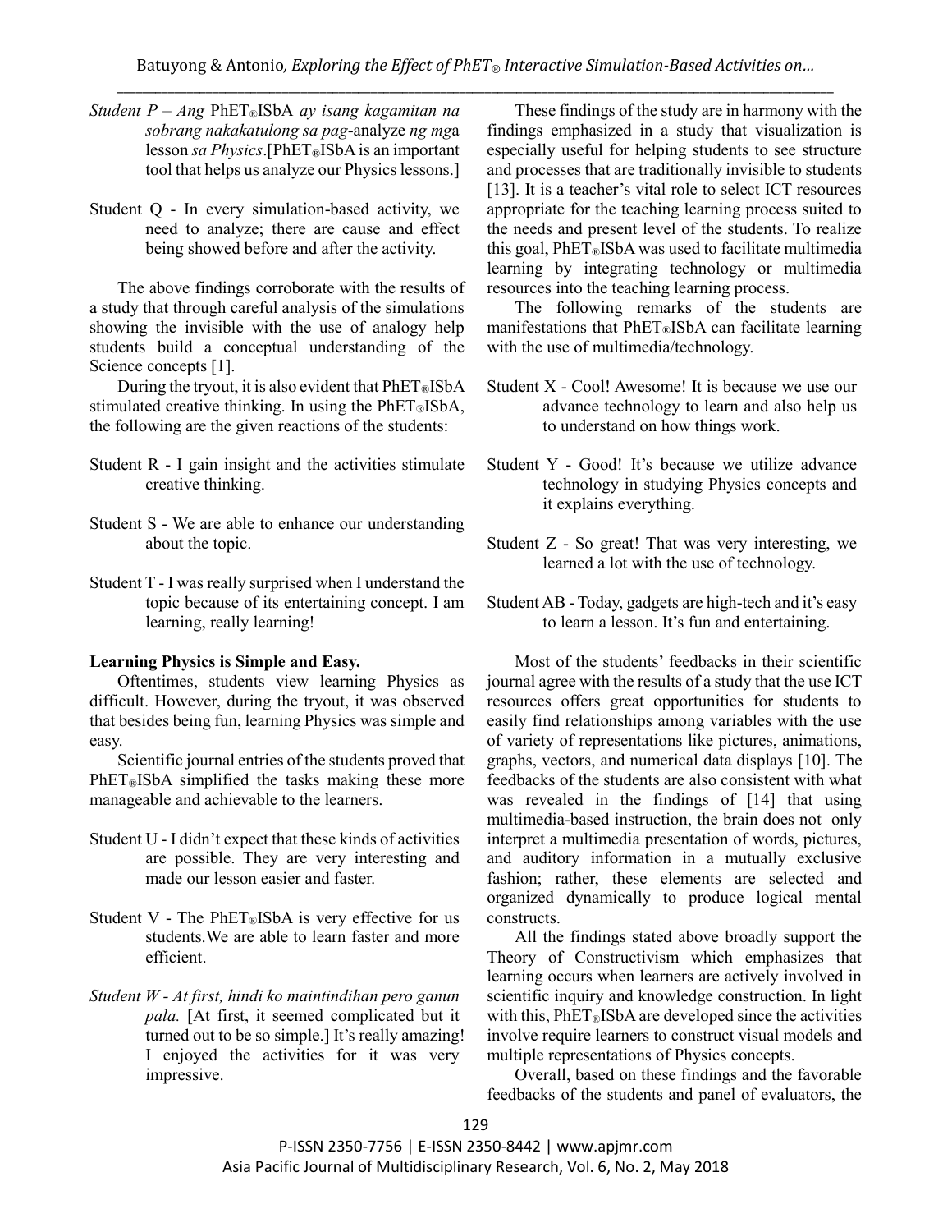*Student P – Ang* PhET®ISbA *ay isang kagamitan na sobrang nakakatulong sa pag*-analyze *ng mga* lesson *sa Physics*.[PhET®ISbA is an important tool that helps us analyze our Physics lessons.]

Student Q - In every simulation-based activity, we need to analyze; there are cause and effect being showed before and after the activity.

The above findings corroborate with the results of a study that through careful analysis of the simulations showing the invisible with the use of analogy help students build a conceptual understanding of the Science concepts [1].

During the tryout, it is also evident that PhET®ISbA stimulated creative thinking. In using the PhET®ISbA, the following are the given reactions of the students:

Student R - I gain insight and the activities stimulate creative thinking.

Student S - We are able to enhance our understanding about the topic.

Student T - I was really surprised when I understand the topic because of its entertaining concept. I am learning, really learning!

**Learning Physics is Simple and Easy.**

Oftentimes, students view learning Physics as difficult. However, during the tryout, it was observed that besides being fun, learning Physics was simple and easy.

Scientific journal entries of the students proved that PhET®ISbA simplified the tasks making these more manageable and achievable to the learners.

Student U - I didn't expect that these kinds of activities are possible. They are very interesting and made our lesson easier and faster.

Student V - The PhET®ISbA is very effective for us students.We are able to learn faster and more efficient.

*Student W - At first, hindi ko maintindihan pero ganun pala.* [At first, it seemed complicated but it turned out to be so simple.] It's really amazing! I enjoyed the activities for it was very impressive.

These findings of the study are in harmony with the findings emphasized in a study that visualization is especially useful for helping students to see structure and processes that are traditionally invisible to students [13]. It is a teacher's vital role to select ICT resources appropriate for the teaching learning process suited to the needs and present level of the students. To realize this goal, PhET®ISbA was used to facilitate multimedia learning by integrating technology or multimedia resources into the teaching learning process.

The following remarks of the students are manifestations that PhET®ISbA can facilitate learning with the use of multimedia/technology.

Student X - Cool! Awesome! It is because we use our advance technology to learn and also help us to understand on how things work.

Student Y - Good! It's because we utilize advance technology in studying Physics concepts and it explains everything.

Student Z - So great! That was very interesting, we learned a lot with the use of technology.

Student AB - Today, gadgets are high-tech and it's easy to learn a lesson. It's fun and entertaining.

Most of the students' feedbacks in their scientific journal agree with the results of a study that the use ICT resources offers great opportunities for students to easily find relationships among variables with the use of variety of representations like pictures, animations, graphs, vectors, and numerical data displays [10]. The feedbacks of the students are also consistent with what was revealed in the findings of [14] that using multimedia-based instruction, the brain does not only interpret a multimedia presentation of words, pictures, and auditory information in a mutually exclusive fashion; rather, these elements are selected and organized dynamically to produce logical mental constructs.

All the findings stated above broadly support the Theory of Constructivism which emphasizes that learning occurs when learners are actively involved in scientific inquiry and knowledge construction. In light with this, PhET®ISbA are developed since the activities involve require learners to construct visual models and multiple representations of Physics concepts.

Overall, based on these findings and the favorable feedbacks of the students and panel of evaluators, the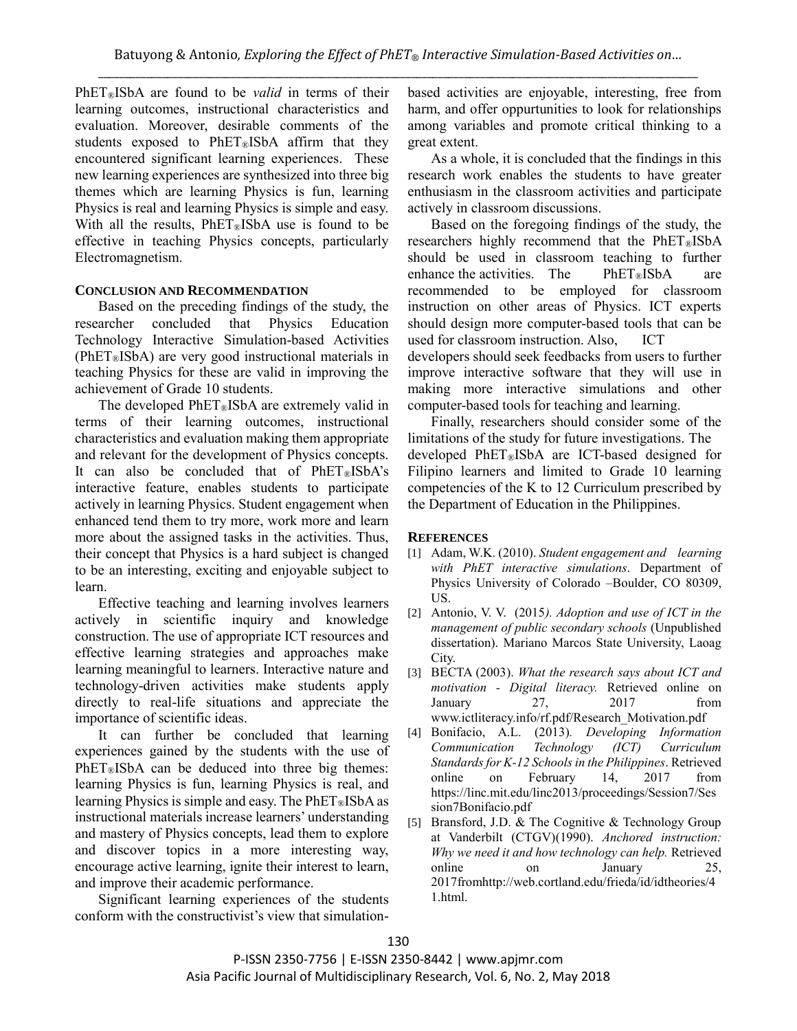PhET®ISbA are found to be *valid* in terms of their learning outcomes, instructional characteristics and evaluation. Moreover, desirable comments of the students exposed to PhET®ISbA affirm that they encountered significant learning experiences. These new learning experiences are synthesized into three big themes which are learning Physics is fun, learning Physics is real and learning Physics is simple and easy. With all the results, PhET®ISbA use is found to be effective in teaching Physics concepts, particularly Electromagnetism.

## CONCLUSION AND RECOMMENDATION

Based on the preceding findings of the study, the researcher concluded that Physics Education Technology Interactive Simulation-based Activities (PhET®ISbA) are very good instructional materials in teaching Physics for these are valid in improving the achievement of Grade 10 students.

The developed PhET®ISbA are extremely valid in terms of their learning outcomes, instructional characteristics and evaluation making them appropriate and relevant for the development of Physics concepts. It can also be concluded that of PhET®ISbA's interactive feature, enables students to participate actively in learning Physics. Student engagement when enhanced tend them to try more, work more and learn more about the assigned tasks in the activities. Thus, their concept that Physics is a hard subject is changed to be an interesting, exciting and enjoyable subject to learn.

Effective teaching and learning involves learners actively in scientific inquiry and knowledge construction. The use of appropriate ICT resources and effective learning strategies and approaches make learning meaningful to learners. Interactive nature and technology-driven activities make students apply directly to real-life situations and appreciate the importance of scientific ideas.

It can further be concluded that learning experiences gained by the students with the use of PhET®ISbA can be deduced into three big themes: learning Physics is fun, learning Physics is real, and learning Physics is simple and easy. The PhET®ISbA as instructional materials increase learners' understanding and mastery of Physics concepts, lead them to explore and discover topics in a more interesting way, encourage active learning, ignite their interest to learn, and improve their academic performance.

Significant learning experiences of the students conform with the constructivist's view that simulation-based activities are enjoyable, interesting, free from harm, and offer oppurtunities to look for relationships among variables and promote critical thinking to a great extent.

As a whole, it is concluded that the findings in this research work enables the students to have greater enthusiasm in the classroom activities and participate actively in classroom discussions.

Based on the foregoing findings of the study, the researchers highly recommend that the PhET®ISbA should be used in classroom teaching to further enhance the activities. The PhET®ISbA are recommended to be employed for classroom instruction on other areas of Physics. ICT experts should design more computer-based tools that can be used for classroom instruction. Also, ICT developers should seek feedbacks from users to further improve interactive software that they will use in making more interactive simulations and other computer-based tools for teaching and learning.

Finally, researchers should consider some of the limitations of the study for future investigations. The developed PhET®ISbA are ICT-based designed for Filipino learners and limited to Grade 10 learning competencies of the K to 12 Curriculum prescribed by the Department of Education in the Philippines.

## REFERENCES

[1] Adam, W.K. (2010). *Student engagement and learning with PhET interactive simulations*. Department of Physics University of Colorado –Boulder, CO 80309, US.

[2] Antonio, V. V. (2015*). Adoption and use of ICT in the management of public secondary schools* (Unpublished dissertation). Mariano Marcos State University, Laoag City.

[3] BECTA (2003). *What the research says about ICT and motivation - Digital literacy.* Retrieved online on January 27, 2017 from www.ictliteracy.info/rf.pdf/Research_Motivation.pdf

[4] Bonifacio, A.L. (2013). *Developing Information Communication Technology (ICT) Curriculum Standards for K-12 Schools in the Philippines*. Retrieved online on February 14, 2017 from https://linc.mit.edu/linc2013/proceedings/Session7/Session7Bonifacio.pdf

[5] Bransford, J.D. & The Cognitive & Technology Group at Vanderbilt (CTGV)(1990). *Anchored instruction: Why we need it and how technology can help.* Retrieved online on January 25, 2017fromhttp://web.cortland.edu/frieda/id/idtheories/41.html.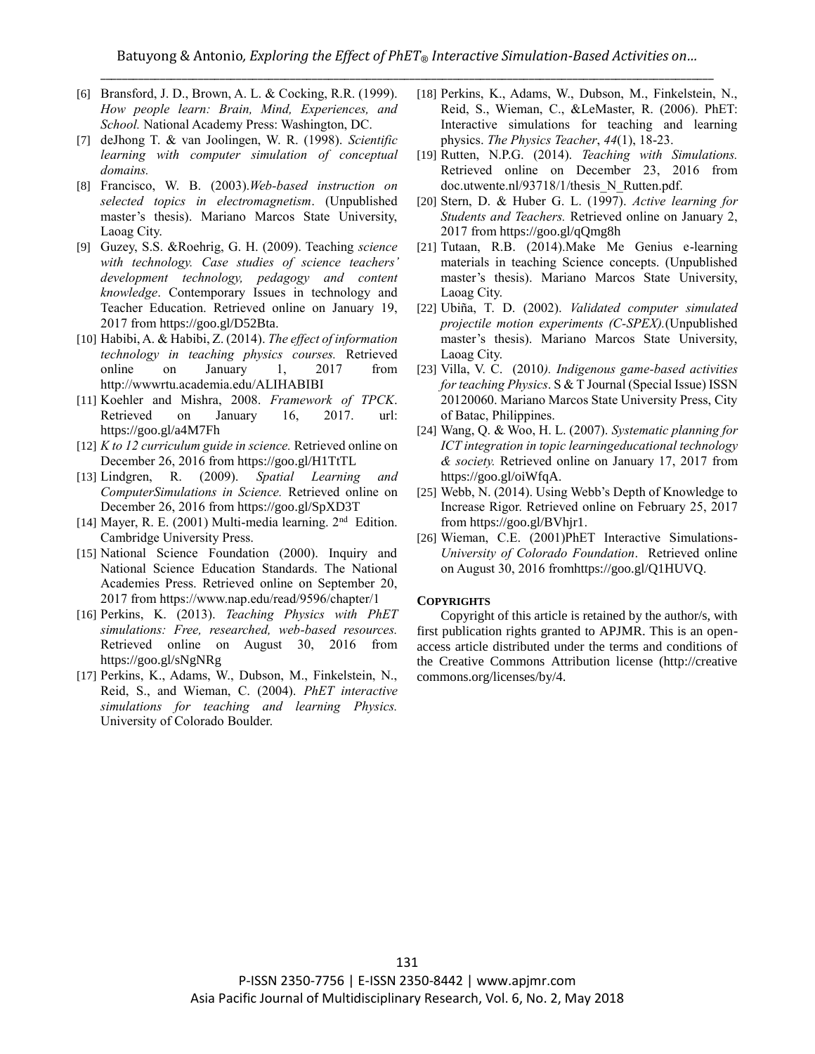[6] Bransford, J. D., Brown, A. L. & Cocking, R.R. (1999). *How people learn: Brain, Mind, Experiences, and School.* National Academy Press: Washington, DC.

[7] deJhong T. & van Joolingen, W. R. (1998). *Scientific learning with computer simulation of conceptual domains.*

[8] Francisco, W. B. (2003).*Web-based instruction on selected topics in electromagnetism*. (Unpublished master's thesis). Mariano Marcos State University, Laoag City.

[9] Guzey, S.S. &Roehrig, G. H. (2009). Teaching *science with technology. Case studies of science teachers' development technology, pedagogy and content knowledge*. Contemporary Issues in technology and Teacher Education. Retrieved online on January 19, 2017 from https://goo.gl/D52Bta.

[10] Habibi, A. & Habibi, Z. (2014). *The effect of information technology in teaching physics courses.* Retrieved online on January 1, 2017 from http://wwwrtu.academia.edu/ALIHABIBI

[11] Koehler and Mishra, 2008. *Framework of TPCK*. Retrieved on January 16, 2017. url: https://goo.gl/a4M7Fh

[12] *K to 12 curriculum guide in science.* Retrieved online on December 26, 2016 from https://goo.gl/H1TtTL

[13] Lindgren, R. (2009). *Spatial Learning and ComputerSimulations in Science.* Retrieved online on December 26, 2016 from https://goo.gl/SpXD3T

[14] Mayer, R. E. (2001) Multi-media learning. 2nd Edition. Cambridge University Press.

[15] National Science Foundation (2000). Inquiry and National Science Education Standards. The National Academies Press. Retrieved online on September 20, 2017 from https://www.nap.edu/read/9596/chapter/1

[16] Perkins, K. (2013). *Teaching Physics with PhET simulations: Free, researched, web-based resources.* Retrieved online on August 30, 2016 from https://goo.gl/sNgNRg

[17] Perkins, K., Adams, W., Dubson, M., Finkelstein, N., Reid, S., and Wieman, C. (2004). *PhET interactive simulations for teaching and learning Physics.* University of Colorado Boulder.

[18] Perkins, K., Adams, W., Dubson, M., Finkelstein, N., Reid, S., Wieman, C., &LeMaster, R. (2006). PhET: Interactive simulations for teaching and learning physics. *The Physics Teacher*, *44*(1), 18-23.

[19] Rutten, N.P.G. (2014). *Teaching with Simulations.* Retrieved online on December 23, 2016 from doc.utwente.nl/93718/1/thesis_N_Rutten.pdf.

[20] Stern, D. & Huber G. L. (1997). *Active learning for Students and Teachers.* Retrieved online on January 2, 2017 from https://goo.gl/qQmg8h

[21] Tutaan, R.B. (2014).Make Me Genius e-learning materials in teaching Science concepts. (Unpublished master's thesis). Mariano Marcos State University, Laoag City.

[22] Ubiña, T. D. (2002). *Validated computer simulated projectile motion experiments (C-SPEX).*(Unpublished master's thesis). Mariano Marcos State University, Laoag City.

[23] Villa, V. C. (2010*). Indigenous game-based activities for teaching Physics*. S & T Journal (Special Issue) ISSN 20120060. Mariano Marcos State University Press, City of Batac, Philippines.

[24] Wang, Q. & Woo, H. L. (2007). *Systematic planning for ICT integration in topic learningeducational technology & society.* Retrieved online on January 17, 2017 from https://goo.gl/oiWfqA.

[25] Webb, N. (2014). Using Webb's Depth of Knowledge to Increase Rigor. Retrieved online on February 25, 2017 from https://goo.gl/BVhjr1.

[26] Wieman, C.E. (2001)PhET Interactive Simulations- *University of Colorado Foundation*. Retrieved online on August 30, 2016 fromhttps://goo.gl/Q1HUVQ.

**COPYRIGHTS**

Copyright of this article is retained by the author/s, with first publication rights granted to APJMR. This is an open-access article distributed under the terms and conditions of the Creative Commons Attribution license (http://creative commons.org/licenses/by/4.